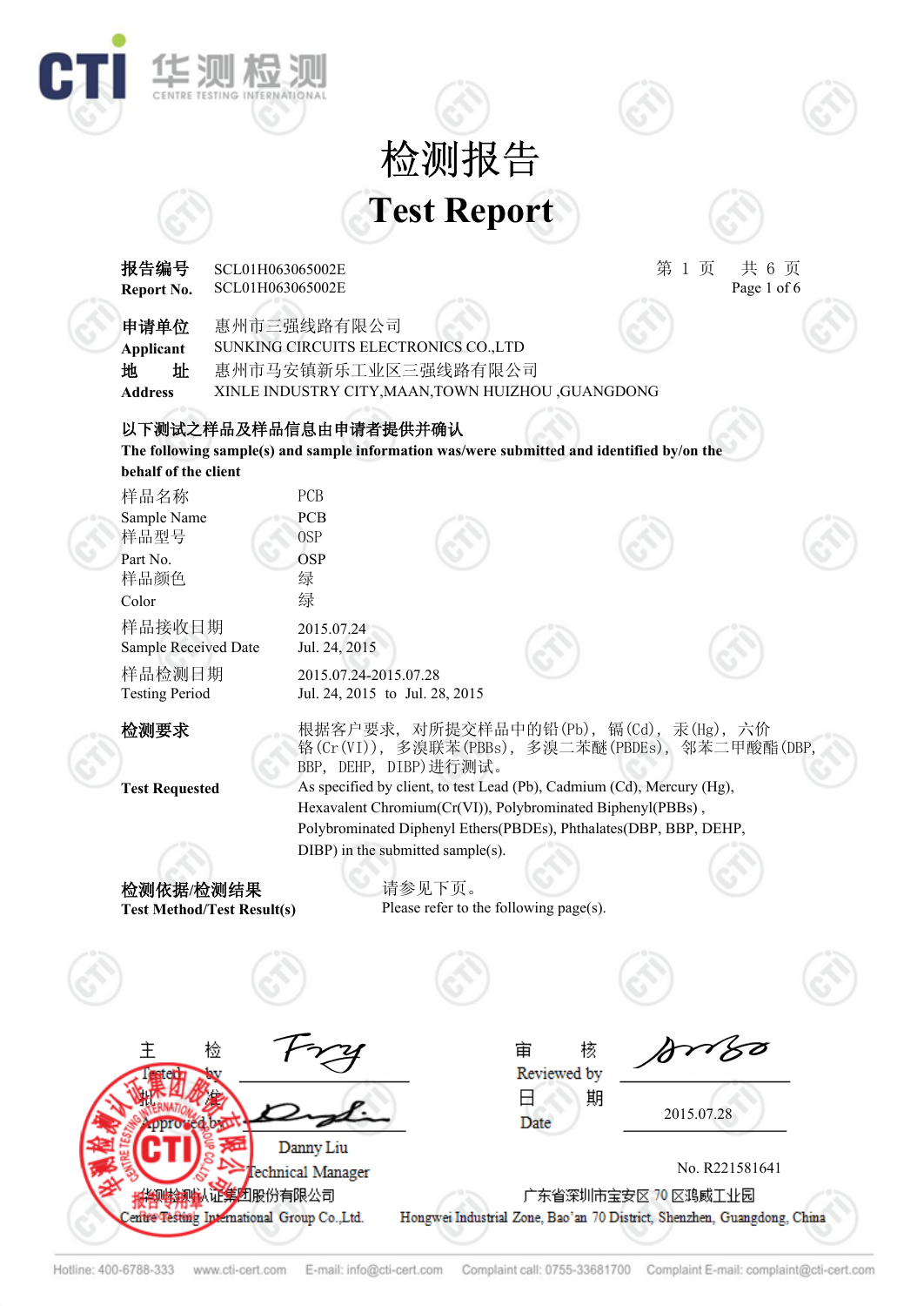# 检测报告

# Test Report

**报告编号** SCL01H063065002E
**Report No.** SCL01H063065002E

**申请单位** 惠州市三强线路有限公司
**Applicant** SUNKING CIRCUITS ELECTRONICS CO.,LTD
**地　　址** 惠州市马安镇新乐工业区三强线路有限公司
**Address** XINLE INDUSTRY CITY,MAAN,TOWN HUIZHOU ,GUANGDONG

**以下测试之样品及样品信息由申请者提供并确认**
**The following sample(s) and sample information was/were submitted and identified by/on the behalf of the client**

| | |
|---|---|
| 样品名称<br>Sample Name | PCB<br>PCB |
| 样品型号<br>Part No. | OSP<br>OSP |
| 样品颜色<br>Color | 绿<br>绿 |
| 样品接收日期<br>Sample Received Date | 2015.07.24<br>Jul. 24, 2015 |
| 样品检测日期<br>Testing Period | 2015.07.24-2015.07.28<br>Jul. 24, 2015 to Jul. 28, 2015 |

**检测要求**
根据客户要求，对所提交样品中的铅(Pb)，镉(Cd)，汞(Hg)，六价铬(Cr(VI))，多溴联苯(PBBs)，多溴二苯醚(PBDEs)，邻苯二甲酸酯(DBP, BBP，DEHP，DIBP)进行测试。

**Test Requested**
As specified by client, to test Lead (Pb), Cadmium (Cd), Mercury (Hg), Hexavalent Chromium(Cr(VI)), Polybrominated Biphenyl(PBBs) , Polybrominated Diphenyl Ethers(PBDEs), Phthalates(DBP, BBP, DEHP, DIBP) in the submitted sample(s).

**检测依据/检测结果**
**Test Method/Test Result(s)**
请参见下页。
Please refer to the following page(s).

主　　检 Tested by: Fry
审　　核 Reviewed by: (signature)
批　　准 Approved by: Danny Liu, Technical Manager
日　　期 Date: 2015.07.28

No. R221581641

华测检测认证集团股份有限公司
Centre Testing International Group Co.,Ltd.
广东省深圳市宝安区 70 区鸿威工业园
Hongwei Industrial Zone, Bao'an 70 District, Shenzhen, Guangdong, China

Hotline: 400-6788-333 www.cti-cert.com E-mail: info@cti-cert.com Complaint call: 0755-33681700 Complaint E-mail: complaint@cti-cert.com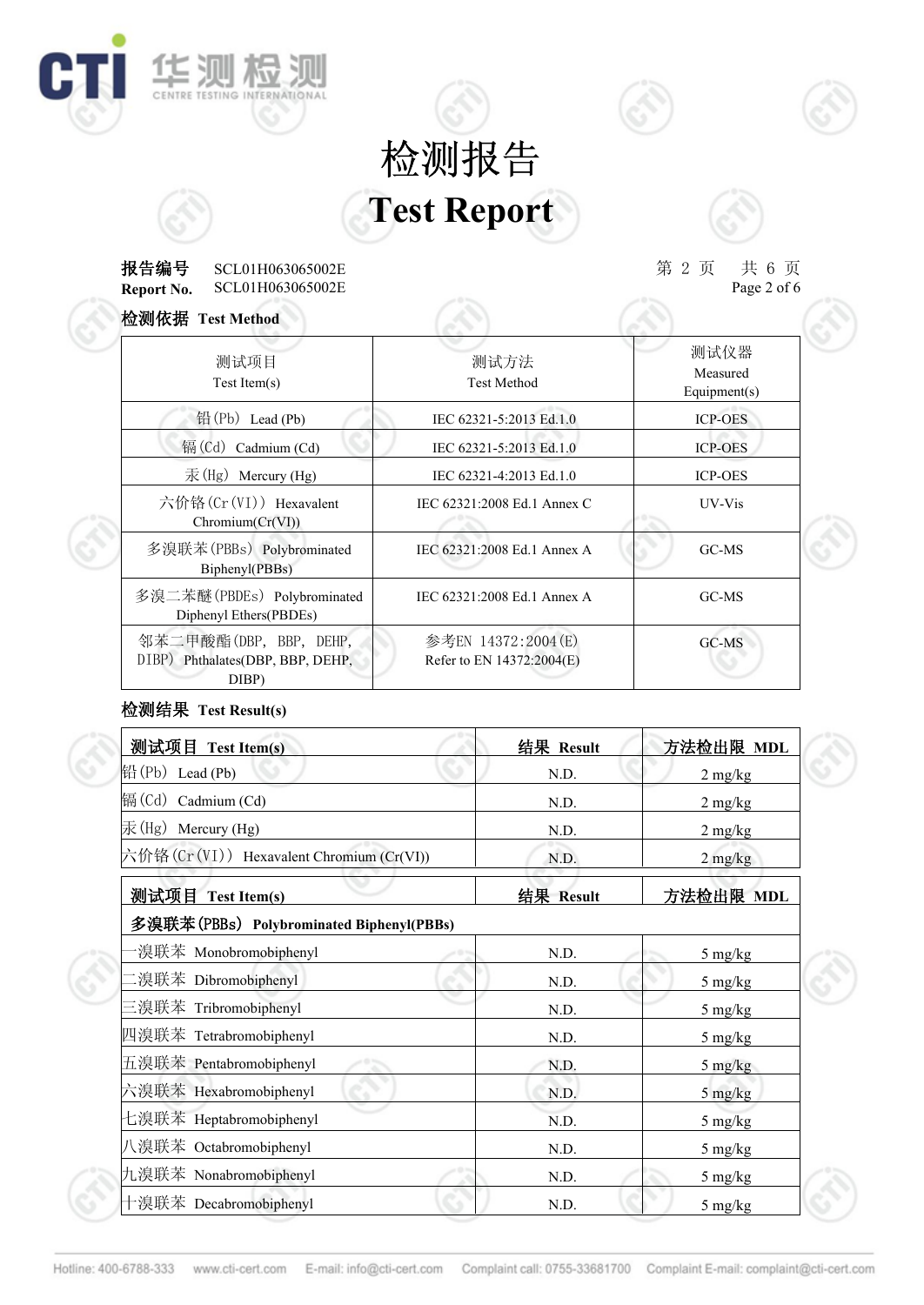# 检测报告
# Test Report

**报告编号** SCL01H063065002E
**Report No.** SCL01H063065002E

## 检测依据 Test Method

| 测试项目 Test Item(s) | 测试方法 Test Method | 测试仪器 Measured Equipment(s) |
|---|---|---|
| 铅(Pb) Lead (Pb) | IEC 62321-5:2013 Ed.1.0 | ICP-OES |
| 镉(Cd) Cadmium (Cd) | IEC 62321-5:2013 Ed.1.0 | ICP-OES |
| 汞(Hg) Mercury (Hg) | IEC 62321-4:2013 Ed.1.0 | ICP-OES |
| 六价铬(Cr(VI)) Hexavalent Chromium(Cr(VI)) | IEC 62321:2008 Ed.1 Annex C | UV-Vis |
| 多溴联苯(PBBs) Polybrominated Biphenyl(PBBs) | IEC 62321:2008 Ed.1 Annex A | GC-MS |
| 多溴二苯醚(PBDEs) Polybrominated Diphenyl Ethers(PBDEs) | IEC 62321:2008 Ed.1 Annex A | GC-MS |
| 邻苯二甲酸酯(DBP, BBP, DEHP, DIBP) Phthalates(DBP, BBP, DEHP, DIBP) | 参考EN 14372:2004(E) Refer to EN 14372:2004(E) | GC-MS |

## 检测结果 Test Result(s)

| 测试项目 Test Item(s) | 结果 Result | 方法检出限 MDL |
|---|---|---|
| 铅(Pb) Lead (Pb) | N.D. | 2 mg/kg |
| 镉(Cd) Cadmium (Cd) | N.D. | 2 mg/kg |
| 汞(Hg) Mercury (Hg) | N.D. | 2 mg/kg |
| 六价铬(Cr(VI)) Hexavalent Chromium (Cr(VI)) | N.D. | 2 mg/kg |

| 测试项目 Test Item(s) | 结果 Result | 方法检出限 MDL |
|---|---|---|
| **多溴联苯(PBBs) Polybrominated Biphenyl(PBBs)** | | |
| 一溴联苯 Monobromobiphenyl | N.D. | 5 mg/kg |
| 二溴联苯 Dibromobiphenyl | N.D. | 5 mg/kg |
| 三溴联苯 Tribromobiphenyl | N.D. | 5 mg/kg |
| 四溴联苯 Tetrabromobiphenyl | N.D. | 5 mg/kg |
| 五溴联苯 Pentabromobiphenyl | N.D. | 5 mg/kg |
| 六溴联苯 Hexabromobiphenyl | N.D. | 5 mg/kg |
| 七溴联苯 Heptabromobiphenyl | N.D. | 5 mg/kg |
| 八溴联苯 Octabromobiphenyl | N.D. | 5 mg/kg |
| 九溴联苯 Nonabromobiphenyl | N.D. | 5 mg/kg |
| 十溴联苯 Decabromobiphenyl | N.D. | 5 mg/kg |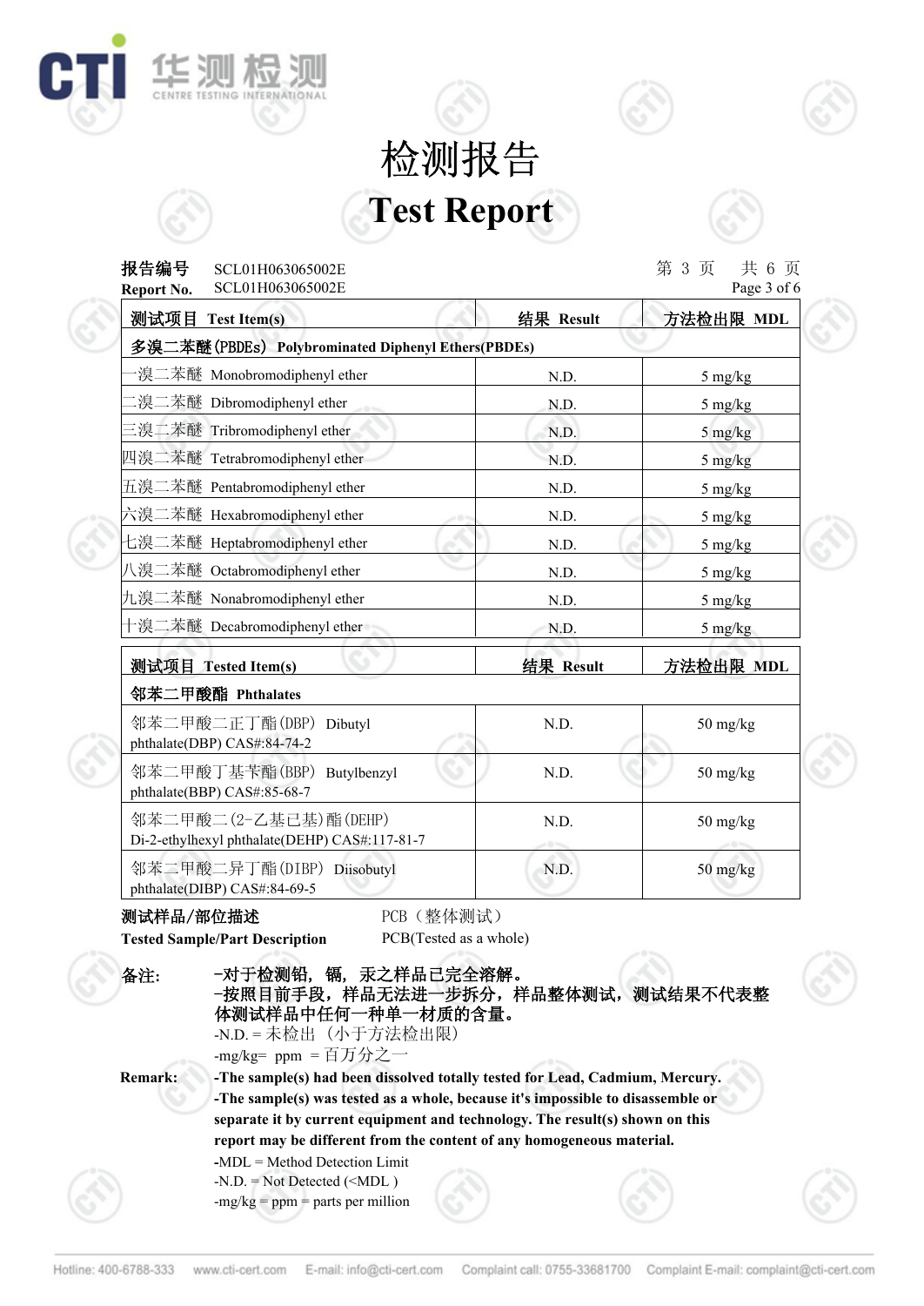# 检测报告

# Test Report

**报告编号** SCL01H063065002E
**Report No.** SCL01H063065002E

| 测试项目 Test Item(s) | 结果 Result | 方法检出限 MDL |
|---|---|---|
| **多溴二苯醚(PBDEs) Polybrominated Diphenyl Ethers(PBDEs)** | | |
| 一溴二苯醚 Monobromodiphenyl ether | N.D. | 5 mg/kg |
| 二溴二苯醚 Dibromodiphenyl ether | N.D. | 5 mg/kg |
| 三溴二苯醚 Tribromodiphenyl ether | N.D. | 5 mg/kg |
| 四溴二苯醚 Tetrabromodiphenyl ether | N.D. | 5 mg/kg |
| 五溴二苯醚 Pentabromodiphenyl ether | N.D. | 5 mg/kg |
| 六溴二苯醚 Hexabromodiphenyl ether | N.D. | 5 mg/kg |
| 七溴二苯醚 Heptabromodiphenyl ether | N.D. | 5 mg/kg |
| 八溴二苯醚 Octabromodiphenyl ether | N.D. | 5 mg/kg |
| 九溴二苯醚 Nonabromodiphenyl ether | N.D. | 5 mg/kg |
| 十溴二苯醚 Decabromodiphenyl ether | N.D. | 5 mg/kg |

| 测试项目 Tested Item(s) | 结果 Result | 方法检出限 MDL |
|---|---|---|
| **邻苯二甲酸酯 Phthalates** | | |
| 邻苯二甲酸二正丁酯(DBP) Dibutyl phthalate(DBP) CAS#:84-74-2 | N.D. | 50 mg/kg |
| 邻苯二甲酸丁基苄酯(BBP) Butylbenzyl phthalate(BBP) CAS#:85-68-7 | N.D. | 50 mg/kg |
| 邻苯二甲酸二(2-乙基己基)酯(DEHP) Di-2-ethylhexyl phthalate(DEHP) CAS#:117-81-7 | N.D. | 50 mg/kg |
| 邻苯二甲酸二异丁酯(DIBP) Diisobutyl phthalate(DIBP) CAS#:84-69-5 | N.D. | 50 mg/kg |

**测试样品/部位描述** PCB（整体测试）
**Tested Sample/Part Description** PCB(Tested as a whole)

**备注:**
- **-对于检测铅，镉，汞之样品已完全溶解。**
- **-按照目前手段，样品无法进一步拆分，样品整体测试，测试结果不代表整体测试样品中任何一种单一材质的含量。**
- -N.D. = 未检出（小于方法检出限）
- -mg/kg= ppm = 百万分之一

**Remark:**
- **-The sample(s) had been dissolved totally tested for Lead, Cadmium, Mercury.**
- **-The sample(s) was tested as a whole, because it's impossible to disassemble or separate it by current equipment and technology. The result(s) shown on this report may be different from the content of any homogeneous material.**
- -MDL = Method Detection Limit
- -N.D. = Not Detected (<MDL )
- -mg/kg = ppm = parts per million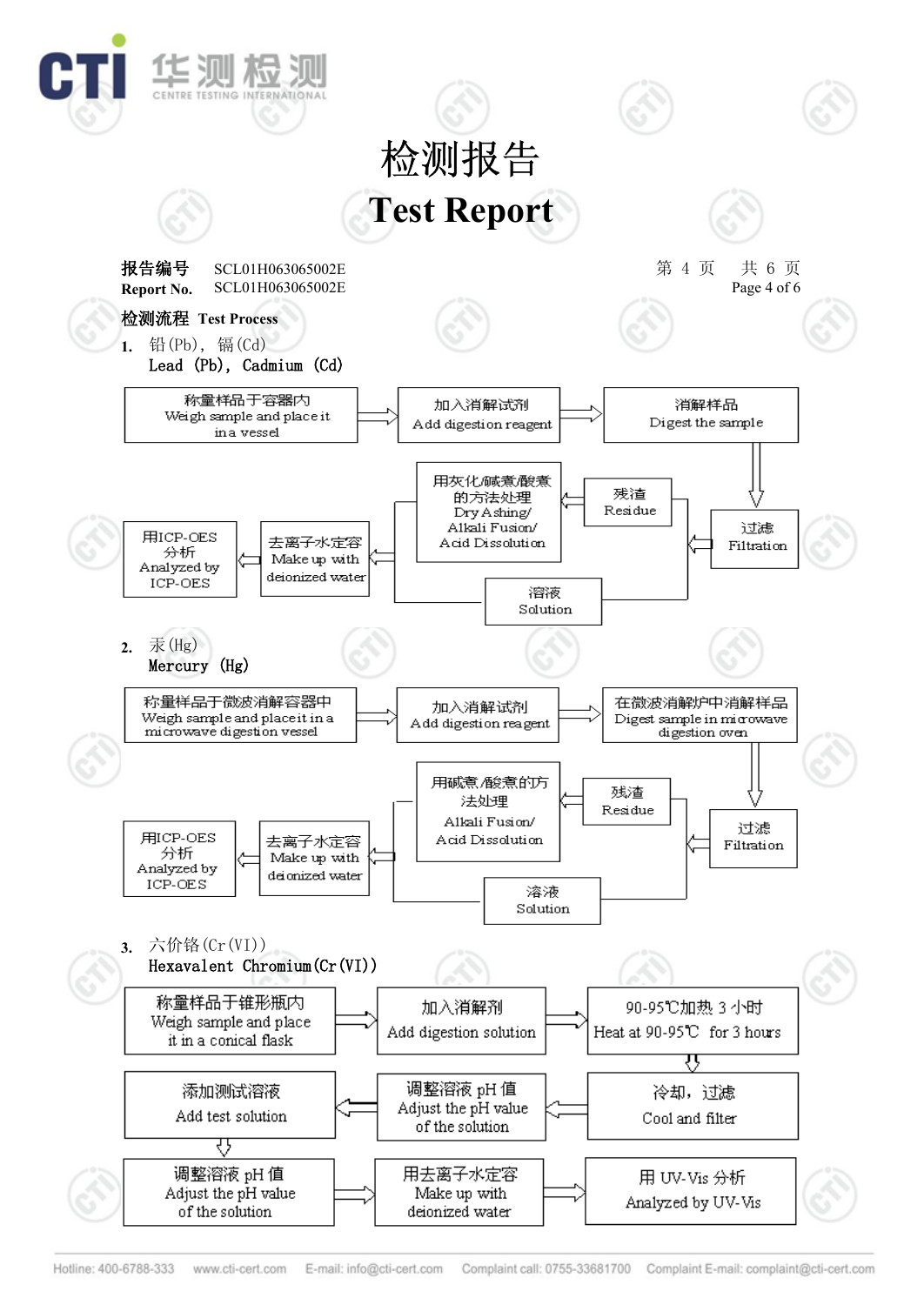# 检测报告
# Test Report

**报告编号** SCL01H063065002E
**Report No.** SCL01H063065002E

**检测流程 Test Process**

1. 铅(Pb)，镉(Cd)
   Lead (Pb), Cadmium (Cd)

称量样品于容器内 Weigh sample and place it in a vessel → 加入消解试剂 Add digestion reagent → 消解样品 Digest the sample → 过滤 Filtration → 残渣 Residue → 用灰化/碱煮/酸煮的方法处理 Dry Ashing/ Alkali Fusion/ Acid Dissolution → 去离子水定容 Make up with deionized water → 用ICP-OES分析 Analyzed by ICP-OES

过滤 Filtration → 溶液 Solution → 去离子水定容 Make up with deionized water → 用ICP-OES分析 Analyzed by ICP-OES

2. 汞(Hg)
   Mercury (Hg)

称量样品于微波消解容器中 Weigh sample and place it in a microwave digestion vessel → 加入消解试剂 Add digestion reagent → 在微波消解炉中消解样品 Digest sample in microwave digestion oven → 过滤 Filtration → 残渣 Residue → 用碱煮/酸煮的方法处理 Alkali Fusion/ Acid Dissolution → 去离子水定容 Make up with deionized water → 用ICP-OES分析 Analyzed by ICP-OES

过滤 Filtration → 溶液 Solution → 去离子水定容 Make up with deionized water → 用ICP-OES分析 Analyzed by ICP-OES

3. 六价铬(Cr(VI))
   Hexavalent Chromium(Cr(VI))

称量样品于锥形瓶内 Weigh sample and place it in a conical flask → 加入消解剂 Add digestion solution → 90-95℃加热 3 小时 Heat at 90-95℃ for 3 hours → 冷却，过滤 Cool and filter → 调整溶液 pH 值 Adjust the pH value of the solution → 添加测试溶液 Add test solution → 调整溶液 pH 值 Adjust the pH value of the solution → 用去离子水定容 Make up with deionized water → 用 UV-Vis 分析 Analyzed by UV-Vis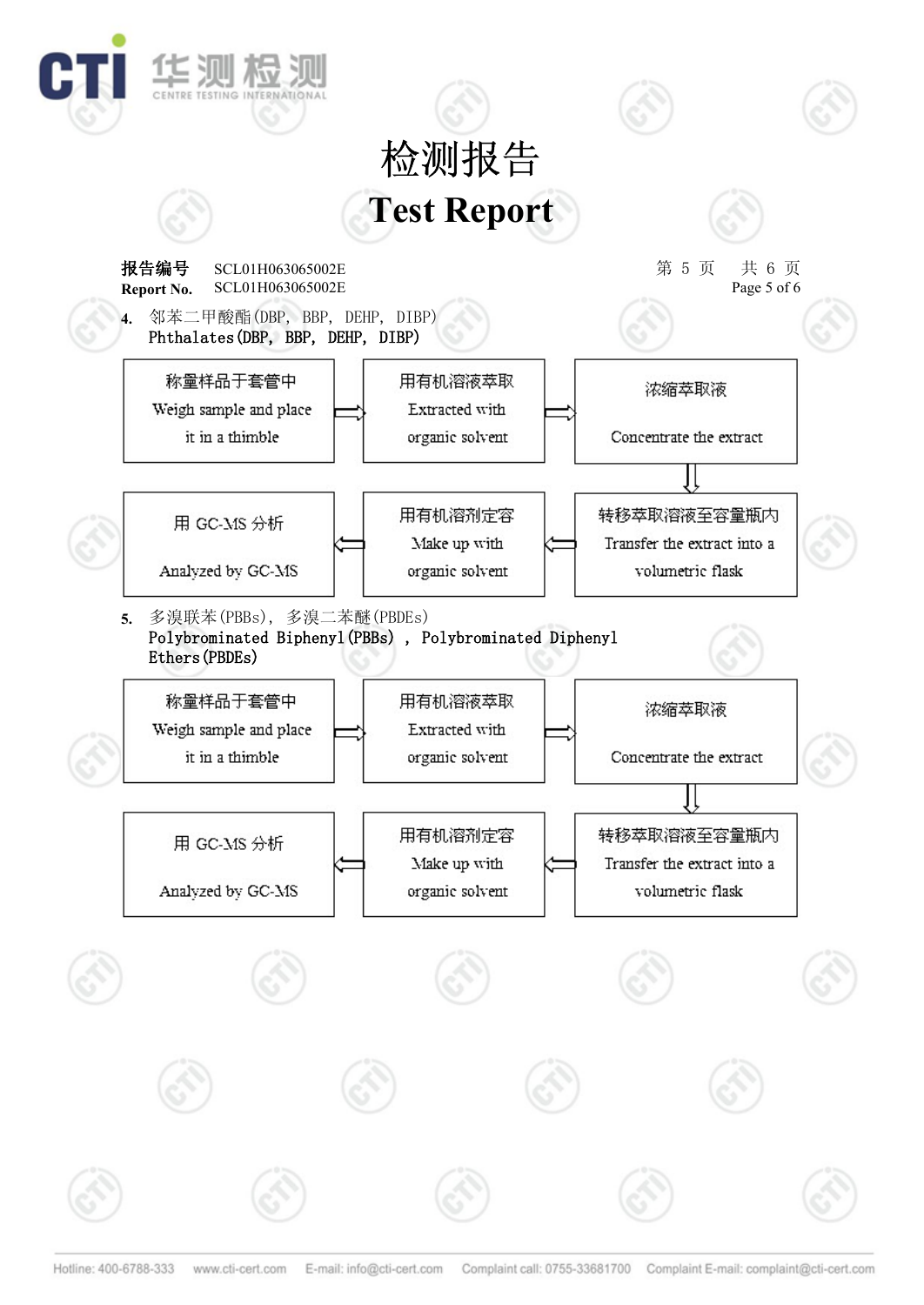# 检测报告

# Test Report

**报告编号** SCL01H063065002E

**Report No.** SCL01H063065002E

**4.** 邻苯二甲酸酯(DBP, BBP, DEHP, DIBP)
Phthalates(DBP, BBP, DEHP, DIBP)

称量样品于套管中 Weigh sample and place it in a thimble ⇒ 用有机溶液萃取 Extracted with organic solvent ⇒ 浓缩萃取液 Concentrate the extract ⇓ 转移萃取溶液至容量瓶内 Transfer the extract into a volumetric flask ⇐ 用有机溶剂定容 Make up with organic solvent ⇐ 用 GC-MS 分析 Analyzed by GC-MS

**5.** 多溴联苯(PBBs), 多溴二苯醚(PBDEs)
Polybrominated Biphenyl(PBBs), Polybrominated Diphenyl Ethers(PBDEs)

称量样品于套管中 Weigh sample and place it in a thimble ⇒ 用有机溶液萃取 Extracted with organic solvent ⇒ 浓缩萃取液 Concentrate the extract ⇓ 转移萃取溶液至容量瓶内 Transfer the extract into a volumetric flask ⇐ 用有机溶剂定容 Make up with organic solvent ⇐ 用 GC-MS 分析 Analyzed by GC-MS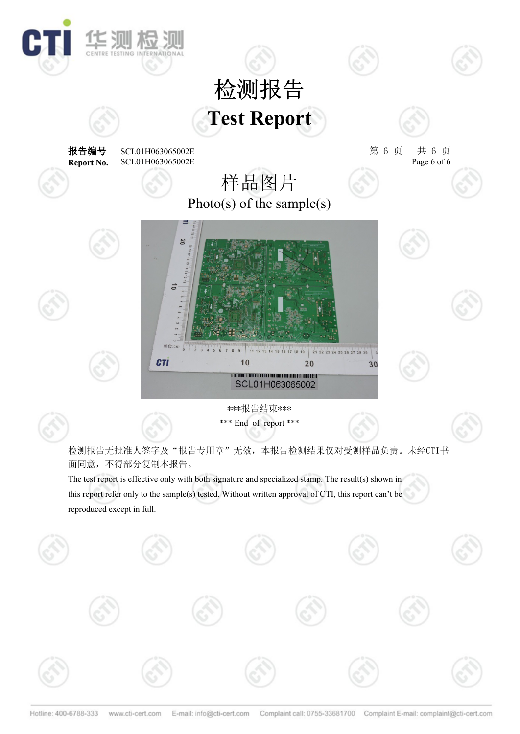# 检测报告
# Test Report

**报告编号** SCL01H063065002E
**Report No.** SCL01H063065002E

## 样品图片
## Photo(s) of the sample(s)

\*\*\*报告结束\*\*\*

\*\*\* End of report \*\*\*

检测报告无批准人签字及“报告专用章”无效，本报告检测结果仅对受测样品负责。未经CTI书面同意，不得部分复制本报告。

The test report is effective only with both signature and specialized stamp. The result(s) shown in this report refer only to the sample(s) tested. Without written approval of CTI, this report can't be reproduced except in full.